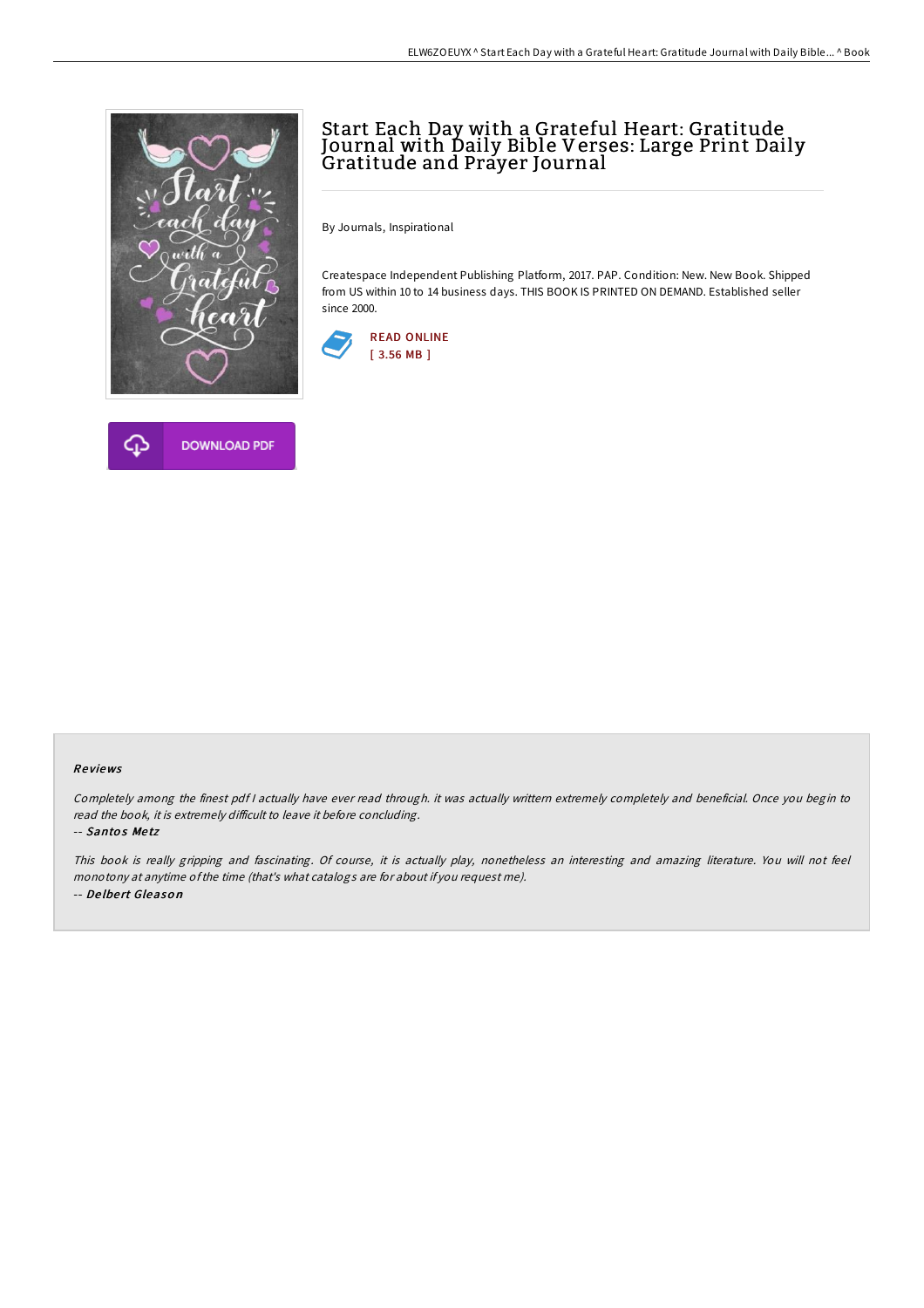# Start Each Day with a Grateful Heart: Gratitude Journal with Daily Bible Verses: Large Print Daily Gratitude and Prayer Journal

By Journals, Inspirational

Createspace Independent Publishing Platform, 2017. PAP. Condition: New. New Book. Shipped from US within 10 to 14 business days. THIS BOOK IS PRINTED ON DEMAND. Established seller since 2000.

READ ONLINE
[ 3.56 MB ]

DOWNLOAD PDF

## Reviews

*Completely among the finest pdf I actually have ever read through. it was actually writtern extremely completely and beneficial. Once you begin to read the book, it is extremely difficult to leave it before concluding.*

-- *Santos Metz*

*This book is really gripping and fascinating. Of course, it is actually play, nonetheless an interesting and amazing literature. You will not feel monotony at anytime of the time (that's what catalogs are for about if you request me).*

-- *Delbert Gleason*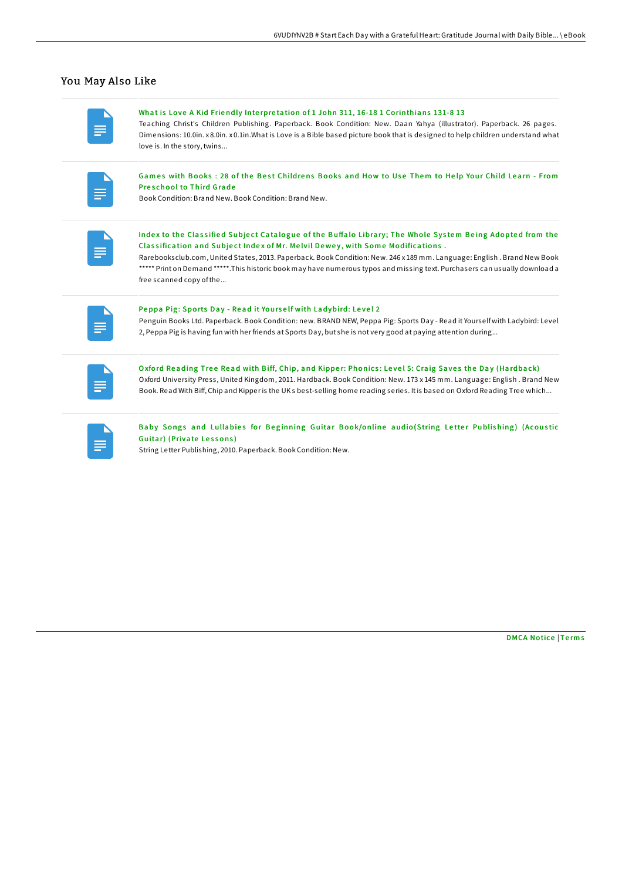## You May Also Like

**What is Love A Kid Friendly Interpretation of 1 John 311, 16-18 1 Corinthians 131-8 13**

Teaching Christ's Children Publishing. Paperback. Book Condition: New. Daan Yahya (illustrator). Paperback. 26 pages. Dimensions: 10.0in. x 8.0in. x 0.1in.What is Love is a Bible based picture book that is designed to help children understand what love is. In the story, twins...

**Games with Books : 28 of the Best Childrens Books and How to Use Them to Help Your Child Learn - From Preschool to Third Grade**

Book Condition: Brand New. Book Condition: Brand New.

**Index to the Classified Subject Catalogue of the Buffalo Library; The Whole System Being Adopted from the Classification and Subject Index of Mr. Melvil Dewey, with Some Modifications .**

Rarebooksclub.com, United States, 2013. Paperback. Book Condition: New. 246 x 189 mm. Language: English . Brand New Book ***** Print on Demand *****.This historic book may have numerous typos and missing text. Purchasers can usually download a free scanned copy of the...

**Peppa Pig: Sports Day - Read it Yourself with Ladybird: Level 2**

Penguin Books Ltd. Paperback. Book Condition: new. BRAND NEW, Peppa Pig: Sports Day - Read it Yourself with Ladybird: Level 2, Peppa Pig is having fun with her friends at Sports Day, but she is not very good at paying attention during...

**Oxford Reading Tree Read with Biff, Chip, and Kipper: Phonics: Level 5: Craig Saves the Day (Hardback)**

Oxford University Press, United Kingdom, 2011. Hardback. Book Condition: New. 173 x 145 mm. Language: English . Brand New Book. Read With Biff, Chip and Kipper is the UK s best-selling home reading series. It is based on Oxford Reading Tree which...

**Baby Songs and Lullabies for Beginning Guitar Book/online audio(String Letter Publishing) (Acoustic Guitar) (Private Lessons)**

String Letter Publishing, 2010. Paperback. Book Condition: New.